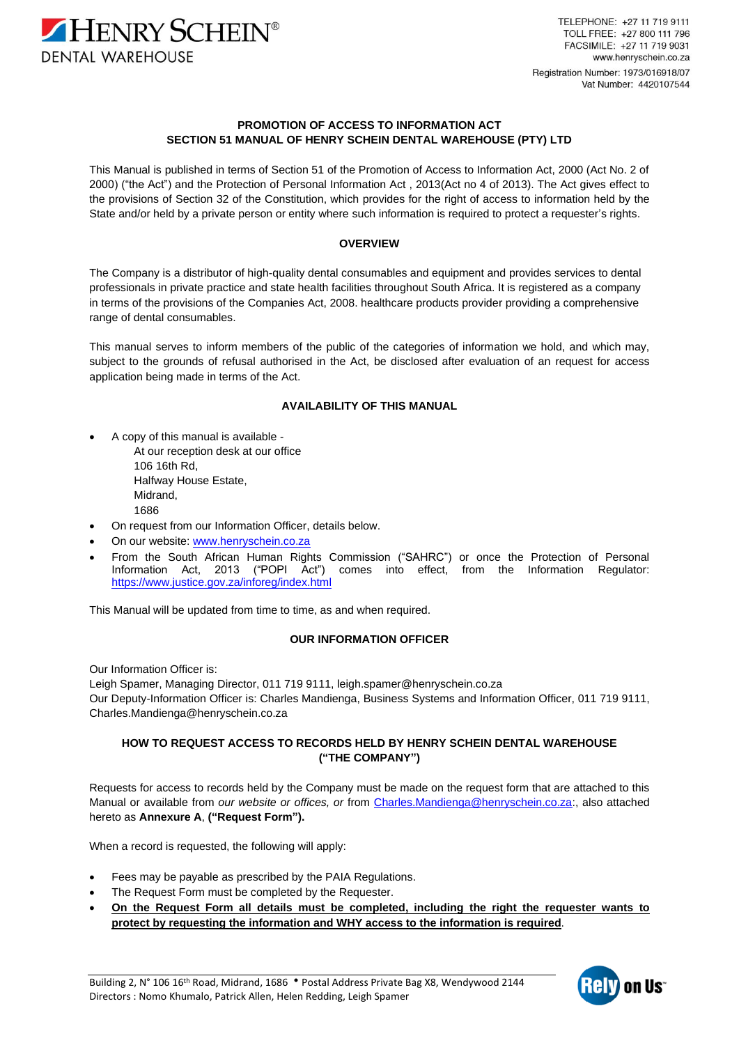TELEPHONE: +27 11 719 9111
TOLL FREE: +27 800 111 796
FACSIMILE: +27 11 719 9031
www.henryschein.co.za

Registration Number: 1973/016918/07
Vat Number: 4420107544

# PROMOTION OF ACCESS TO INFORMATION ACT
# SECTION 51 MANUAL OF HENRY SCHEIN DENTAL WAREHOUSE (PTY) LTD

This Manual is published in terms of Section 51 of the Promotion of Access to Information Act, 2000 (Act No. 2 of 2000) ("the Act") and the Protection of Personal Information Act , 2013(Act no 4 of 2013). The Act gives effect to the provisions of Section 32 of the Constitution, which provides for the right of access to information held by the State and/or held by a private person or entity where such information is required to protect a requester's rights.

## OVERVIEW

The Company is a distributor of high-quality dental consumables and equipment and provides services to dental professionals in private practice and state health facilities throughout South Africa. It is registered as a company in terms of the provisions of the Companies Act, 2008. healthcare products provider providing a comprehensive range of dental consumables.

This manual serves to inform members of the public of the categories of information we hold, and which may, subject to the grounds of refusal authorised in the Act, be disclosed after evaluation of an request for access application being made in terms of the Act.

## AVAILABILITY OF THIS MANUAL

- A copy of this manual is available -
  At our reception desk at our office
  106 16th Rd,
  Halfway House Estate,
  Midrand,
  1686
- On request from our Information Officer, details below.
- On our website: www.henryschein.co.za
- From the South African Human Rights Commission ("SAHRC") or once the Protection of Personal Information Act, 2013 ("POPI Act") comes into effect, from the Information Regulator: https://www.justice.gov.za/inforeg/index.html

This Manual will be updated from time to time, as and when required.

## OUR INFORMATION OFFICER

Our Information Officer is:
Leigh Spamer, Managing Director, 011 719 9111, leigh.spamer@henryschein.co.za
Our Deputy-Information Officer is: Charles Mandienga, Business Systems and Information Officer, 011 719 9111, Charles.Mandienga@henryschein.co.za

## HOW TO REQUEST ACCESS TO RECORDS HELD BY HENRY SCHEIN DENTAL WAREHOUSE ("THE COMPANY")

Requests for access to records held by the Company must be made on the request form that are attached to this Manual or available from *our website or offices, or* from Charles.Mandienga@henryschein.co.za:, also attached hereto as **Annexure A**, **("Request Form").**

When a record is requested, the following will apply:

- Fees may be payable as prescribed by the PAIA Regulations.
- The Request Form must be completed by the Requester.
- **On the Request Form all details must be completed, including the right the requester wants to protect by requesting the information and WHY access to the information is required**.

Building 2, N° 106 16th Road, Midrand, 1686 • Postal Address Private Bag X8, Wendywood 2144
Directors : Nomo Khumalo, Patrick Allen, Helen Redding, Leigh Spamer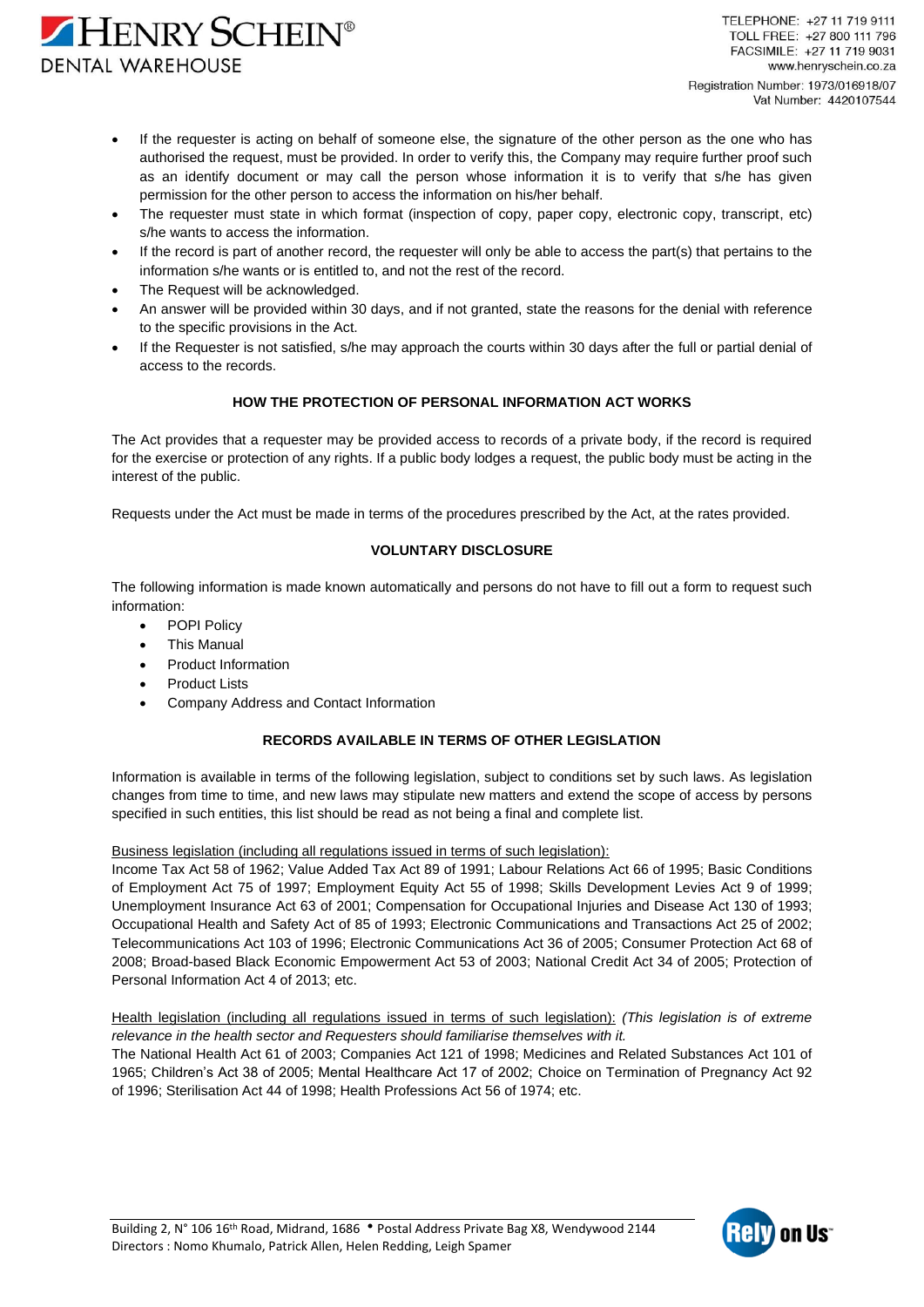- If the requester is acting on behalf of someone else, the signature of the other person as the one who has authorised the request, must be provided. In order to verify this, the Company may require further proof such as an identify document or may call the person whose information it is to verify that s/he has given permission for the other person to access the information on his/her behalf.
- The requester must state in which format (inspection of copy, paper copy, electronic copy, transcript, etc) s/he wants to access the information.
- If the record is part of another record, the requester will only be able to access the part(s) that pertains to the information s/he wants or is entitled to, and not the rest of the record.
- The Request will be acknowledged.
- An answer will be provided within 30 days, and if not granted, state the reasons for the denial with reference to the specific provisions in the Act.
- If the Requester is not satisfied, s/he may approach the courts within 30 days after the full or partial denial of access to the records.

**HOW THE PROTECTION OF PERSONAL INFORMATION ACT WORKS**

The Act provides that a requester may be provided access to records of a private body, if the record is required for the exercise or protection of any rights. If a public body lodges a request, the public body must be acting in the interest of the public.

Requests under the Act must be made in terms of the procedures prescribed by the Act, at the rates provided.

**VOLUNTARY DISCLOSURE**

The following information is made known automatically and persons do not have to fill out a form to request such information:

- POPI Policy
- This Manual
- Product Information
- Product Lists
- Company Address and Contact Information

**RECORDS AVAILABLE IN TERMS OF OTHER LEGISLATION**

Information is available in terms of the following legislation, subject to conditions set by such laws. As legislation changes from time to time, and new laws may stipulate new matters and extend the scope of access by persons specified in such entities, this list should be read as not being a final and complete list.

<u>Business legislation (including all regulations issued in terms of such legislation):</u>
Income Tax Act 58 of 1962; Value Added Tax Act 89 of 1991; Labour Relations Act 66 of 1995; Basic Conditions of Employment Act 75 of 1997; Employment Equity Act 55 of 1998; Skills Development Levies Act 9 of 1999; Unemployment Insurance Act 63 of 2001; Compensation for Occupational Injuries and Disease Act 130 of 1993; Occupational Health and Safety Act of 85 of 1993; Electronic Communications and Transactions Act 25 of 2002; Telecommunications Act 103 of 1996; Electronic Communications Act 36 of 2005; Consumer Protection Act 68 of 2008; Broad-based Black Economic Empowerment Act 53 of 2003; National Credit Act 34 of 2005; Protection of Personal Information Act 4 of 2013; etc.

<u>Health legislation (including all regulations issued in terms of such legislation):</u> *(This legislation is of extreme relevance in the health sector and Requesters should familiarise themselves with it.*
The National Health Act 61 of 2003; Companies Act 121 of 1998; Medicines and Related Substances Act 101 of 1965; Children's Act 38 of 2005; Mental Healthcare Act 17 of 2002; Choice on Termination of Pregnancy Act 92 of 1996; Sterilisation Act 44 of 1998; Health Professions Act 56 of 1974; etc.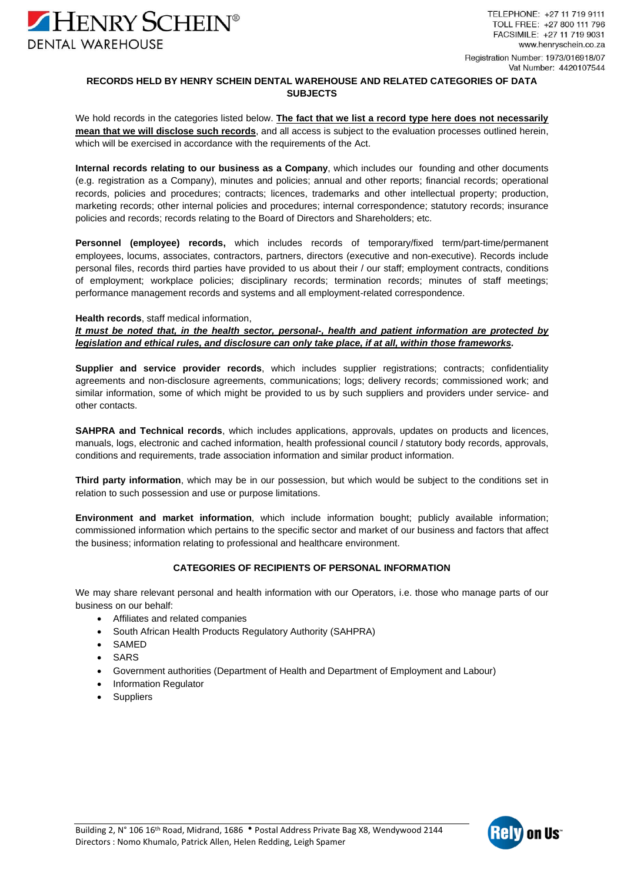**RECORDS HELD BY HENRY SCHEIN DENTAL WAREHOUSE AND RELATED CATEGORIES OF DATA SUBJECTS**

We hold records in the categories listed below. **The fact that we list a record type here does not necessarily mean that we will disclose such records**, and all access is subject to the evaluation processes outlined herein, which will be exercised in accordance with the requirements of the Act.

**Internal records relating to our business as a Company**, which includes our founding and other documents (e.g. registration as a Company), minutes and policies; annual and other reports; financial records; operational records, policies and procedures; contracts; licences, trademarks and other intellectual property; production, marketing records; other internal policies and procedures; internal correspondence; statutory records; insurance policies and records; records relating to the Board of Directors and Shareholders; etc.

**Personnel (employee) records,** which includes records of temporary/fixed term/part-time/permanent employees, locums, associates, contractors, partners, directors (executive and non-executive). Records include personal files, records third parties have provided to us about their / our staff; employment contracts, conditions of employment; workplace policies; disciplinary records; termination records; minutes of staff meetings; performance management records and systems and all employment-related correspondence.

**Health records**, staff medical information,

***It must be noted that, in the health sector, personal-, health and patient information are protected by legislation and ethical rules, and disclosure can only take place, if at all, within those frameworks.***

**Supplier and service provider records**, which includes supplier registrations; contracts; confidentiality agreements and non-disclosure agreements, communications; logs; delivery records; commissioned work; and similar information, some of which might be provided to us by such suppliers and providers under service- and other contacts.

**SAHPRA and Technical records**, which includes applications, approvals, updates on products and licences, manuals, logs, electronic and cached information, health professional council / statutory body records, approvals, conditions and requirements, trade association information and similar product information.

**Third party information**, which may be in our possession, but which would be subject to the conditions set in relation to such possession and use or purpose limitations.

**Environment and market information**, which include information bought; publicly available information; commissioned information which pertains to the specific sector and market of our business and factors that affect the business; information relating to professional and healthcare environment.

**CATEGORIES OF RECIPIENTS OF PERSONAL INFORMATION**

We may share relevant personal and health information with our Operators, i.e. those who manage parts of our business on our behalf:

- Affiliates and related companies
- South African Health Products Regulatory Authority (SAHPRA)
- SAMED
- SARS
- Government authorities (Department of Health and Department of Employment and Labour)
- Information Regulator
- Suppliers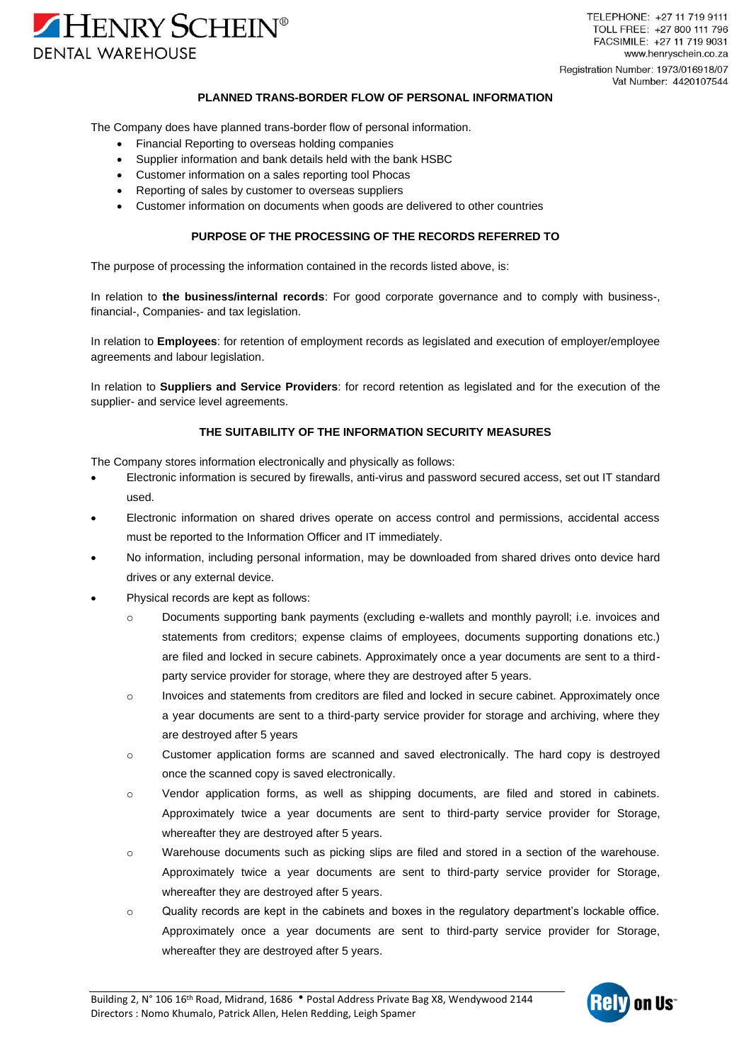## PLANNED TRANS-BORDER FLOW OF PERSONAL INFORMATION

The Company does have planned trans-border flow of personal information.

- Financial Reporting to overseas holding companies
- Supplier information and bank details held with the bank HSBC
- Customer information on a sales reporting tool Phocas
- Reporting of sales by customer to overseas suppliers
- Customer information on documents when goods are delivered to other countries

## PURPOSE OF THE PROCESSING OF THE RECORDS REFERRED TO

The purpose of processing the information contained in the records listed above, is:

In relation to **the business/internal records**: For good corporate governance and to comply with business-, financial-, Companies- and tax legislation.

In relation to **Employees**: for retention of employment records as legislated and execution of employer/employee agreements and labour legislation.

In relation to **Suppliers and Service Providers**: for record retention as legislated and for the execution of the supplier- and service level agreements.

## THE SUITABILITY OF THE INFORMATION SECURITY MEASURES

The Company stores information electronically and physically as follows:

- Electronic information is secured by firewalls, anti-virus and password secured access, set out IT standard used.
- Electronic information on shared drives operate on access control and permissions, accidental access must be reported to the Information Officer and IT immediately.
- No information, including personal information, may be downloaded from shared drives onto device hard drives or any external device.
- Physical records are kept as follows:
  - Documents supporting bank payments (excluding e-wallets and monthly payroll; i.e. invoices and statements from creditors; expense claims of employees, documents supporting donations etc.) are filed and locked in secure cabinets. Approximately once a year documents are sent to a third-party service provider for storage, where they are destroyed after 5 years.
  - Invoices and statements from creditors are filed and locked in secure cabinet. Approximately once a year documents are sent to a third-party service provider for storage and archiving, where they are destroyed after 5 years
  - Customer application forms are scanned and saved electronically. The hard copy is destroyed once the scanned copy is saved electronically.
  - Vendor application forms, as well as shipping documents, are filed and stored in cabinets. Approximately twice a year documents are sent to third-party service provider for Storage, whereafter they are destroyed after 5 years.
  - Warehouse documents such as picking slips are filed and stored in a section of the warehouse. Approximately twice a year documents are sent to third-party service provider for Storage, whereafter they are destroyed after 5 years.
  - Quality records are kept in the cabinets and boxes in the regulatory department's lockable office. Approximately once a year documents are sent to third-party service provider for Storage, whereafter they are destroyed after 5 years.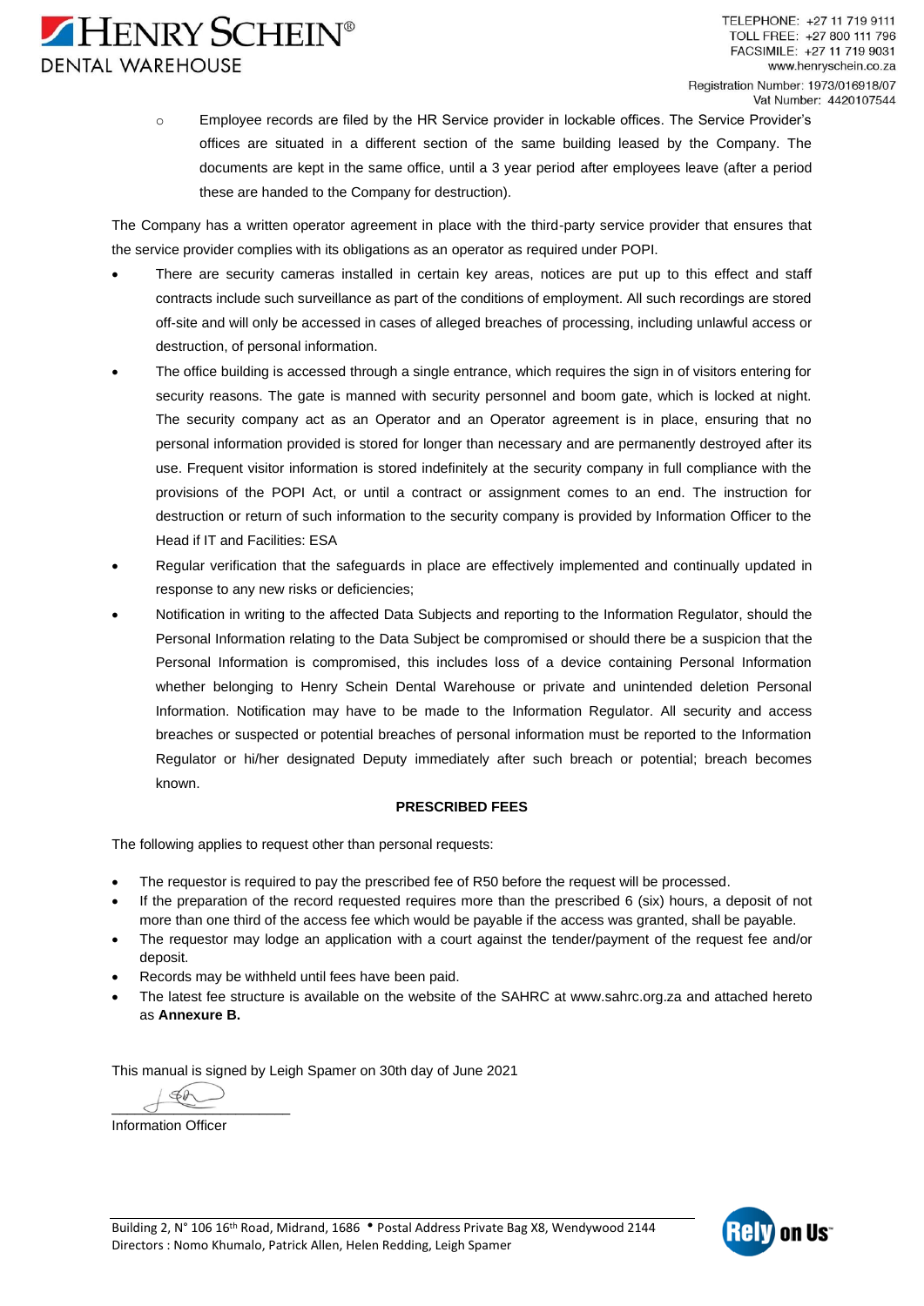- Employee records are filed by the HR Service provider in lockable offices. The Service Provider's offices are situated in a different section of the same building leased by the Company. The documents are kept in the same office, until a 3 year period after employees leave (after a period these are handed to the Company for destruction).

The Company has a written operator agreement in place with the third-party service provider that ensures that the service provider complies with its obligations as an operator as required under POPI.

- There are security cameras installed in certain key areas, notices are put up to this effect and staff contracts include such surveillance as part of the conditions of employment. All such recordings are stored off-site and will only be accessed in cases of alleged breaches of processing, including unlawful access or destruction, of personal information.
- The office building is accessed through a single entrance, which requires the sign in of visitors entering for security reasons. The gate is manned with security personnel and boom gate, which is locked at night. The security company act as an Operator and an Operator agreement is in place, ensuring that no personal information provided is stored for longer than necessary and are permanently destroyed after its use. Frequent visitor information is stored indefinitely at the security company in full compliance with the provisions of the POPI Act, or until a contract or assignment comes to an end. The instruction for destruction or return of such information to the security company is provided by Information Officer to the Head if IT and Facilities: ESA
- Regular verification that the safeguards in place are effectively implemented and continually updated in response to any new risks or deficiencies;
- Notification in writing to the affected Data Subjects and reporting to the Information Regulator, should the Personal Information relating to the Data Subject be compromised or should there be a suspicion that the Personal Information is compromised, this includes loss of a device containing Personal Information whether belonging to Henry Schein Dental Warehouse or private and unintended deletion Personal Information. Notification may have to be made to the Information Regulator. All security and access breaches or suspected or potential breaches of personal information must be reported to the Information Regulator or hi/her designated Deputy immediately after such breach or potential; breach becomes known.

**PRESCRIBED FEES**

The following applies to request other than personal requests:

- The requestor is required to pay the prescribed fee of R50 before the request will be processed.
- If the preparation of the record requested requires more than the prescribed 6 (six) hours, a deposit of not more than one third of the access fee which would be payable if the access was granted, shall be payable.
- The requestor may lodge an application with a court against the tender/payment of the request fee and/or deposit.
- Records may be withheld until fees have been paid.
- The latest fee structure is available on the website of the SAHRC at www.sahrc.org.za and attached hereto as **Annexure B.**

This manual is signed by Leigh Spamer on 30th day of June 2021

\_\_\_\_\_\_\_\_\_\_\_\_\_\_\_\_\_\_\_\_\_\_\_\_\_\_

Information Officer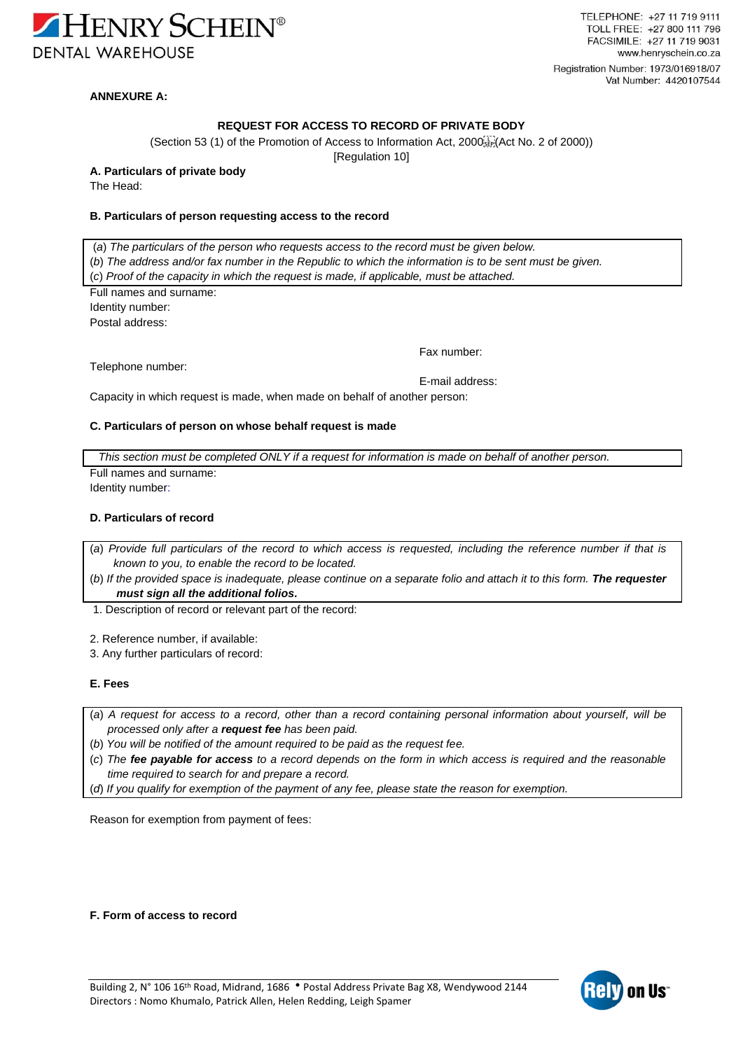**ANNEXURE A:**

**REQUEST FOR ACCESS TO RECORD OF PRIVATE BODY**

(Section 53 (1) of the Promotion of Access to Information Act, 2000 (Act No. 2 of 2000))
[Regulation 10]

**A. Particulars of private body**

The Head:

**B. Particulars of person requesting access to the record**

> (*a*) *The particulars of the person who requests access to the record must be given below.*
> (*b*) *The address and/or fax number in the Republic to which the information is to be sent must be given.*
> (*c*) *Proof of the capacity in which the request is made, if applicable, must be attached.*

Full names and surname:
Identity number:
Postal address:

Fax number:

Telephone number:

E-mail address:

Capacity in which request is made, when made on behalf of another person:

**C. Particulars of person on whose behalf request is made**

> *This section must be completed ONLY if a request for information is made on behalf of another person.*

Full names and surname:
Identity number:

**D. Particulars of record**

> (*a*) *Provide full particulars of the record to which access is requested, including the reference number if that is known to you, to enable the record to be located.*
> (*b*) *If the provided space is inadequate, please continue on a separate folio and attach it to this form.* ***The requester must sign all the additional folios.***

1. Description of record or relevant part of the record:

2. Reference number, if available:
3. Any further particulars of record:

**E. Fees**

> (*a*) *A request for access to a record, other than a record containing personal information about yourself, will be processed only after a* ***request fee*** *has been paid.*
> (*b*) *You will be notified of the amount required to be paid as the request fee.*
> (*c*) *The* ***fee payable for access*** *to a record depends on the form in which access is required and the reasonable time required to search for and prepare a record.*
> (*d*) *If you qualify for exemption of the payment of any fee, please state the reason for exemption.*

Reason for exemption from payment of fees:

**F. Form of access to record**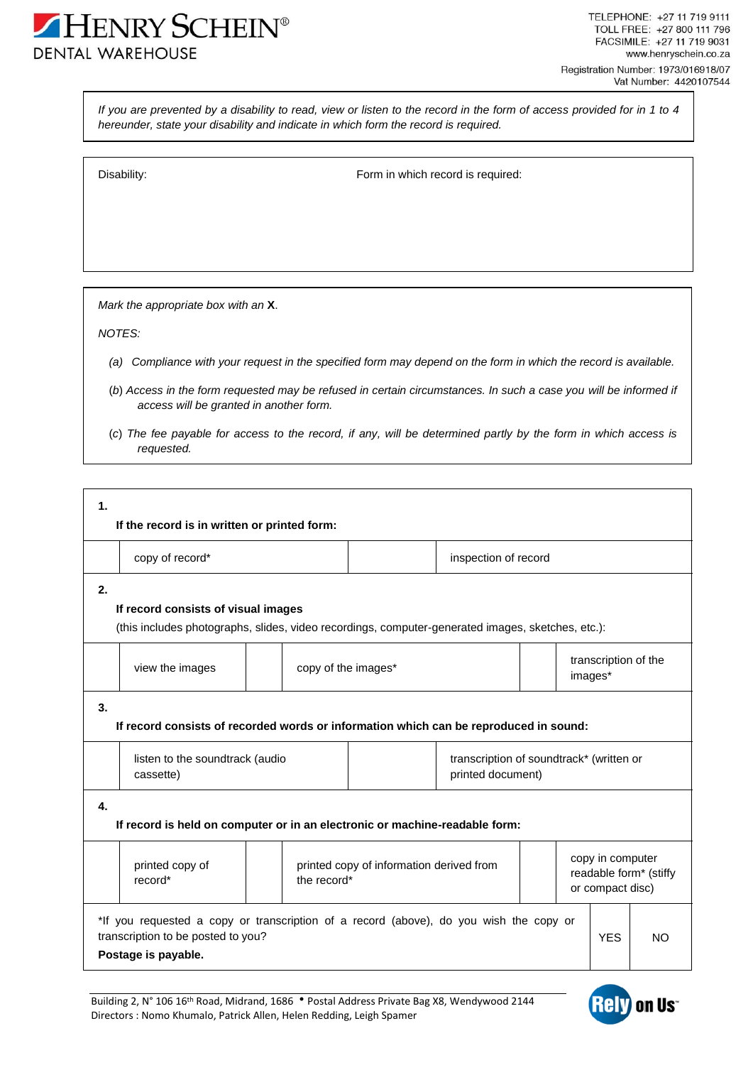*If you are prevented by a disability to read, view or listen to the record in the form of access provided for in 1 to 4 hereunder, state your disability and indicate in which form the record is required.*

| Disability: | Form in which record is required: |
|---|---|
| | |

*Mark the appropriate box with an* **X**.

*NOTES:*

*(a) Compliance with your request in the specified form may depend on the form in which the record is available.*

*(b) Access in the form requested may be refused in certain circumstances. In such a case you will be informed if access will be granted in another form.*

*(c) The fee payable for access to the record, if any, will be determined partly by the form in which access is requested.*

**1.**

**If the record is in written or printed form:**

| | copy of record* | | inspection of record |
|---|---|---|---|

**2.**

**If record consists of visual images**

(this includes photographs, slides, video recordings, computer-generated images, sketches, etc.):

| | view the images | | copy of the images* | | transcription of the images* |
|---|---|---|---|---|---|

**3.**

**If record consists of recorded words or information which can be reproduced in sound:**

| | listen to the soundtrack (audio cassette) | | transcription of soundtrack* (written or printed document) |
|---|---|---|---|

**4.**

**If record is held on computer or in an electronic or machine-readable form:**

| | printed copy of record* | | printed copy of information derived from the record* | | copy in computer readable form* (stiffy or compact disc) |
|---|---|---|---|---|---|

| *If you requested a copy or transcription of a record (above), do you wish the copy or transcription to be posted to you? **Postage is payable.** | YES | NO |
|---|---|---|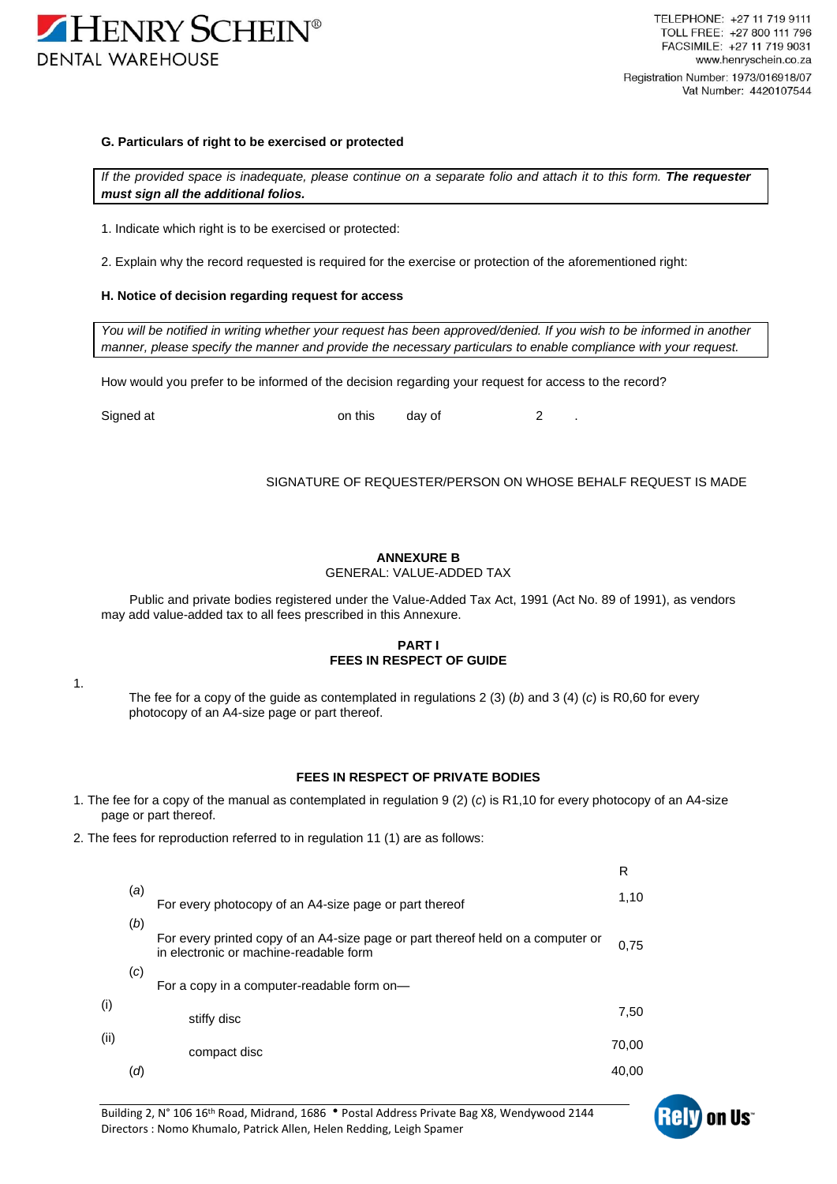**G. Particulars of right to be exercised or protected**

*If the provided space is inadequate, please continue on a separate folio and attach it to this form.* ***The requester must sign all the additional folios.***

1. Indicate which right is to be exercised or protected:

2. Explain why the record requested is required for the exercise or protection of the aforementioned right:

**H. Notice of decision regarding request for access**

*You will be notified in writing whether your request has been approved/denied. If you wish to be informed in another manner, please specify the manner and provide the necessary particulars to enable compliance with your request.*

How would you prefer to be informed of the decision regarding your request for access to the record?

Signed at on this day of 2 .

SIGNATURE OF REQUESTER/PERSON ON WHOSE BEHALF REQUEST IS MADE

**ANNEXURE B**

GENERAL: VALUE-ADDED TAX

Public and private bodies registered under the Value-Added Tax Act, 1991 (Act No. 89 of 1991), as vendors may add value-added tax to all fees prescribed in this Annexure.

**PART I**

**FEES IN RESPECT OF GUIDE**

1. The fee for a copy of the guide as contemplated in regulations 2 (3) (*b*) and 3 (4) (*c*) is R0,60 for every photocopy of an A4-size page or part thereof.

**FEES IN RESPECT OF PRIVATE BODIES**

1. The fee for a copy of the manual as contemplated in regulation 9 (2) (*c*) is R1,10 for every photocopy of an A4-size page or part thereof.
2. The fees for reproduction referred to in regulation 11 (1) are as follows:

| | | | R |
|---|---|---|---|
| | (*a*) | For every photocopy of an A4-size page or part thereof | 1,10 |
| | (*b*) | For every printed copy of an A4-size page or part thereof held on a computer or in electronic or machine-readable form | 0,75 |
| | (*c*) | For a copy in a computer-readable form on— | |
| (i) | | stiffy disc | 7,50 |
| (ii) | | compact disc | 70,00 |
| | (*d*) | | 40,00 |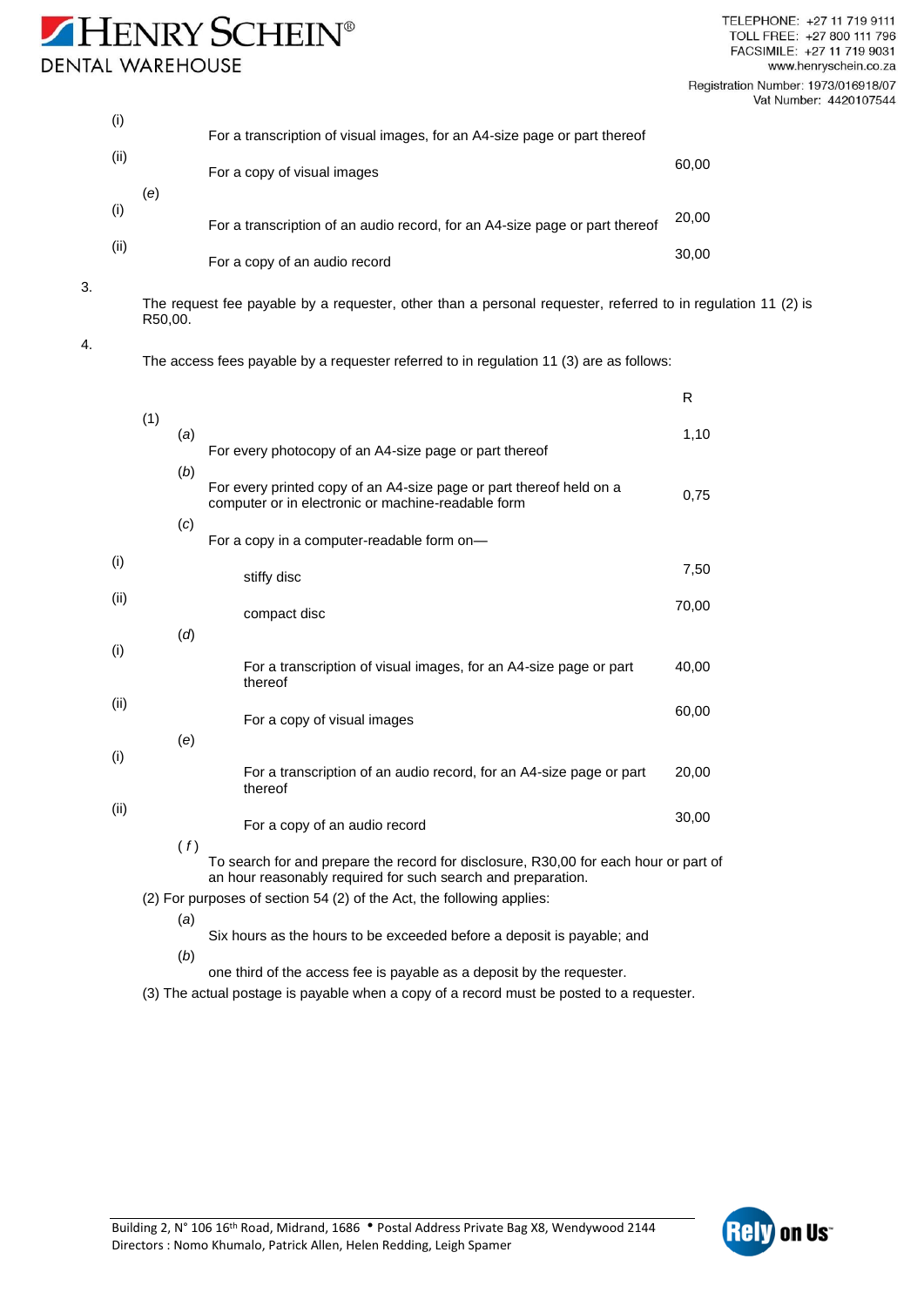(i) For a transcription of visual images, for an A4-size page or part thereof

(ii) For a copy of visual images — 60,00

(*e*)

(i) For a transcription of an audio record, for an A4-size page or part thereof — 20,00

(ii) For a copy of an audio record — 30,00

3. The request fee payable by a requester, other than a personal requester, referred to in regulation 11 (2) is R50,00.

4. The access fees payable by a requester referred to in regulation 11 (3) are as follows:

| | | R |
|---|---|---|
| (1) (*a*) | For every photocopy of an A4-size page or part thereof | 1,10 |
| (*b*) | For every printed copy of an A4-size page or part thereof held on a computer or in electronic or machine-readable form | 0,75 |
| (*c*) | For a copy in a computer-readable form on— | |
| (i) | stiffy disc | 7,50 |
| (ii) | compact disc | 70,00 |
| (*d*) (i) | For a transcription of visual images, for an A4-size page or part thereof | 40,00 |
| (ii) | For a copy of visual images | 60,00 |
| (*e*) (i) | For a transcription of an audio record, for an A4-size page or part thereof | 20,00 |
| (ii) | For a copy of an audio record | 30,00 |

(*f*) To search for and prepare the record for disclosure, R30,00 for each hour or part of an hour reasonably required for such search and preparation.

(2) For purposes of section 54 (2) of the Act, the following applies:

(*a*) Six hours as the hours to be exceeded before a deposit is payable; and

(*b*) one third of the access fee is payable as a deposit by the requester.

(3) The actual postage is payable when a copy of a record must be posted to a requester.